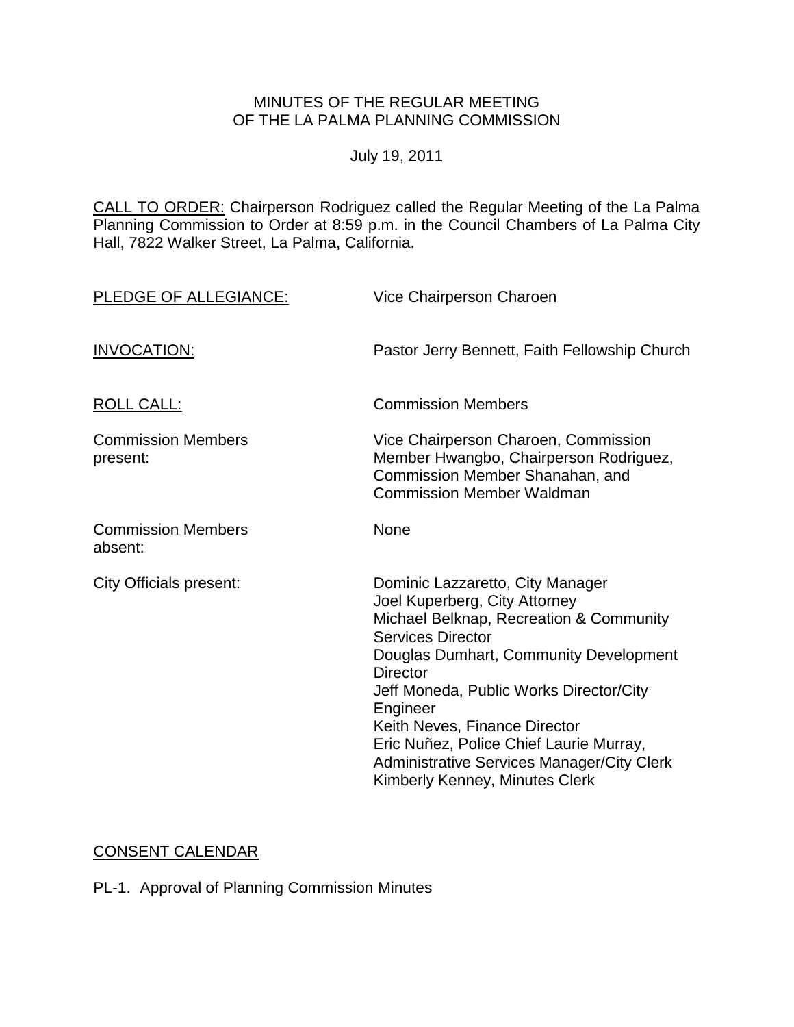MINUTES OF THE REGULAR MEETING
OF THE LA PALMA PLANNING COMMISSION

July 19, 2011

CALL TO ORDER: Chairperson Rodriguez called the Regular Meeting of the La Palma Planning Commission to Order at 8:59 p.m. in the Council Chambers of La Palma City Hall, 7822 Walker Street, La Palma, California.

| | |
|---|---|
| PLEDGE OF ALLEGIANCE: | Vice Chairperson Charoen |
| INVOCATION: | Pastor Jerry Bennett, Faith Fellowship Church |
| ROLL CALL: | Commission Members |
| Commission Members present: | Vice Chairperson Charoen, Commission Member Hwangbo, Chairperson Rodriguez, Commission Member Shanahan, and Commission Member Waldman |
| Commission Members absent: | None |
| City Officials present: | Dominic Lazzaretto, City Manager<br>Joel Kuperberg, City Attorney<br>Michael Belknap, Recreation & Community Services Director<br>Douglas Dumhart, Community Development Director<br>Jeff Moneda, Public Works Director/City Engineer<br>Keith Neves, Finance Director<br>Eric Nuñez, Police Chief Laurie Murray, Administrative Services Manager/City Clerk<br>Kimberly Kenney, Minutes Clerk |

CONSENT CALENDAR

PL-1. Approval of Planning Commission Minutes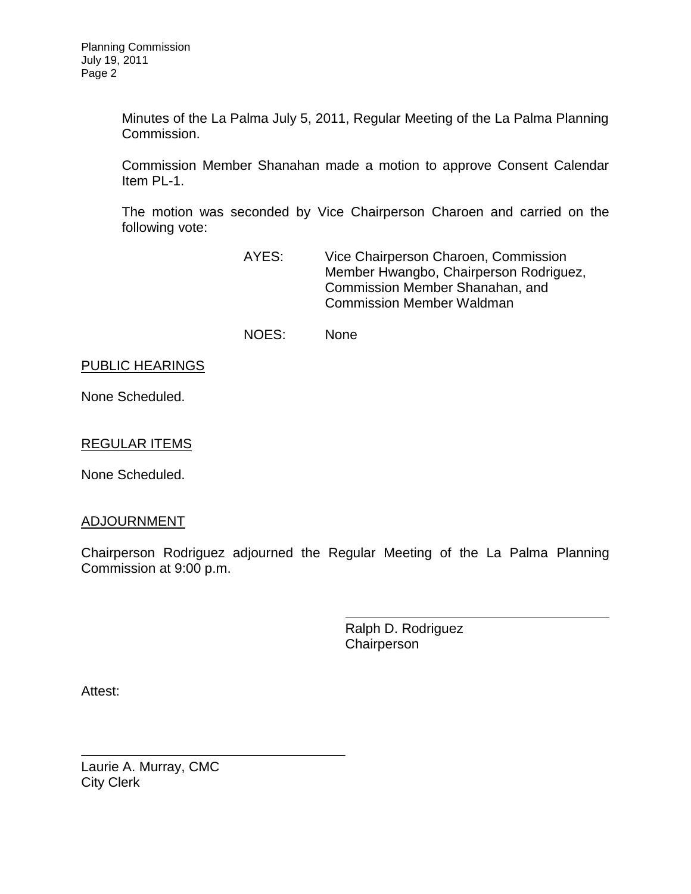Minutes of the La Palma July 5, 2011, Regular Meeting of the La Palma Planning Commission.

Commission Member Shanahan made a motion to approve Consent Calendar Item PL-1.

The motion was seconded by Vice Chairperson Charoen and carried on the following vote:

AYES: Vice Chairperson Charoen, Commission Member Hwangbo, Chairperson Rodriguez, Commission Member Shanahan, and Commission Member Waldman

NOES: None

## PUBLIC HEARINGS

None Scheduled.

## REGULAR ITEMS

None Scheduled.

## ADJOURNMENT

Chairperson Rodriguez adjourned the Regular Meeting of the La Palma Planning Commission at 9:00 p.m.

Ralph D. Rodriguez
Chairperson

Attest:

Laurie A. Murray, CMC
City Clerk